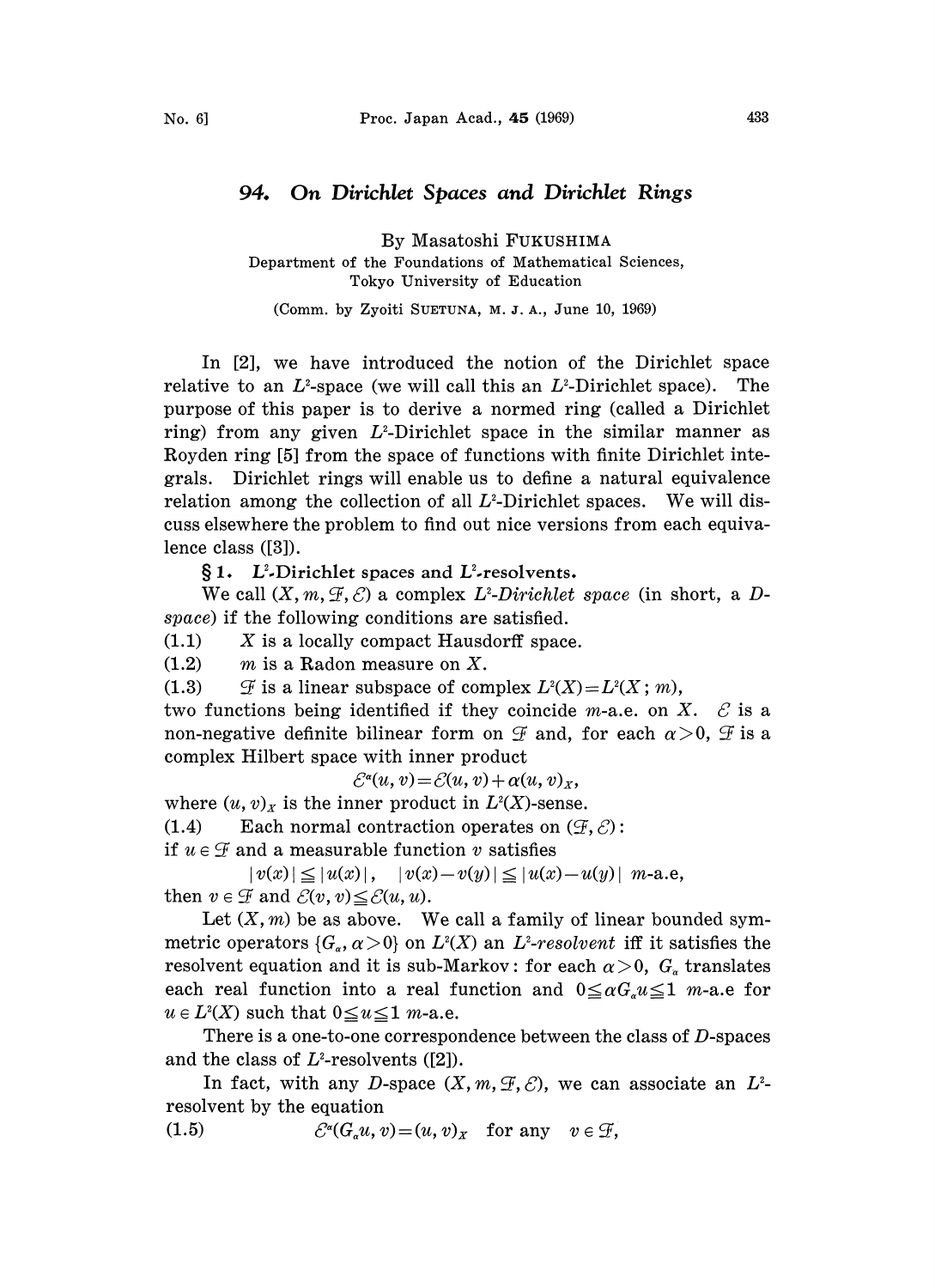# 94. *On Dirichlet Spaces and Dirichlet Rings*

By Masatoshi FUKUSHIMA

Department of the Foundations of Mathematical Sciences,
Tokyo University of Education

(Comm. by Zyoiti SUETUNA, M. J. A., June 10, 1969)

In [2], we have introduced the notion of the Dirichlet space relative to an $L^2$-space (we will call this an $L^2$-Dirichlet space). The purpose of this paper is to derive a normed ring (called a Dirichlet ring) from any given $L^2$-Dirichlet space in the similar manner as Royden ring [5] from the space of functions with finite Dirichlet integrals. Dirichlet rings will enable us to define a natural equivalence relation among the collection of all $L^2$-Dirichlet spaces. We will discuss elsewhere the problem to find out nice versions from each equivalence class ([3]).

## § 1. $L^2$-Dirichlet spaces and $L^2$-resolvents.

We call $(X, m, \mathcal{F}, \mathcal{E})$ a complex *$L^2$-Dirichlet space* (in short, a *D-space*) if the following conditions are satisfied.

(1.1) $X$ is a locally compact Hausdorff space.

(1.2) $m$ is a Radon measure on $X$.

(1.3) $\mathcal{F}$ is a linear subspace of complex $L^2(X)=L^2(X\,;\,m)$, two functions being identified if they coincide $m$-a.e. on $X$. $\mathcal{E}$ is a non-negative definite bilinear form on $\mathcal{F}$ and, for each $\alpha>0$, $\mathcal{F}$ is a complex Hilbert space with inner product

$$\mathcal{E}^{\alpha}(u, v)=\mathcal{E}(u, v)+\alpha(u, v)_X,$$

where $(u, v)_X$ is the inner product in $L^2(X)$-sense.

(1.4) Each normal contraction operates on $(\mathcal{F}, \mathcal{E})$: if $u \in \mathcal{F}$ and a measurable function $v$ satisfies

$$|v(x)| \leqq |u(x)|, \quad |v(x)-v(y)| \leqq |u(x)-u(y)| \ \ m\text{-a.e},$$

then $v \in \mathcal{F}$ and $\mathcal{E}(v, v) \leqq \mathcal{E}(u, u)$.

Let $(X, m)$ be as above. We call a family of linear bounded symmetric operators $\{G_\alpha, \alpha>0\}$ on $L^2(X)$ an *$L^2$-resolvent* iff it satisfies the resolvent equation and it is sub-Markov: for each $\alpha>0$, $G_\alpha$ translates each real function into a real function and $0 \leqq \alpha G_\alpha u \leqq 1$ $m$-a.e for $u \in L^2(X)$ such that $0 \leqq u \leqq 1$ $m$-a.e.

There is a one-to-one correspondence between the class of $D$-spaces and the class of $L^2$-resolvents ([2]).

In fact, with any $D$-space $(X, m, \mathcal{F}, \mathcal{E})$, we can associate an $L^2$-resolvent by the equation

(1.5) $$\mathcal{E}^{\alpha}(G_\alpha u, v)=(u, v)_X \quad \text{for any} \quad v \in \mathcal{F},$$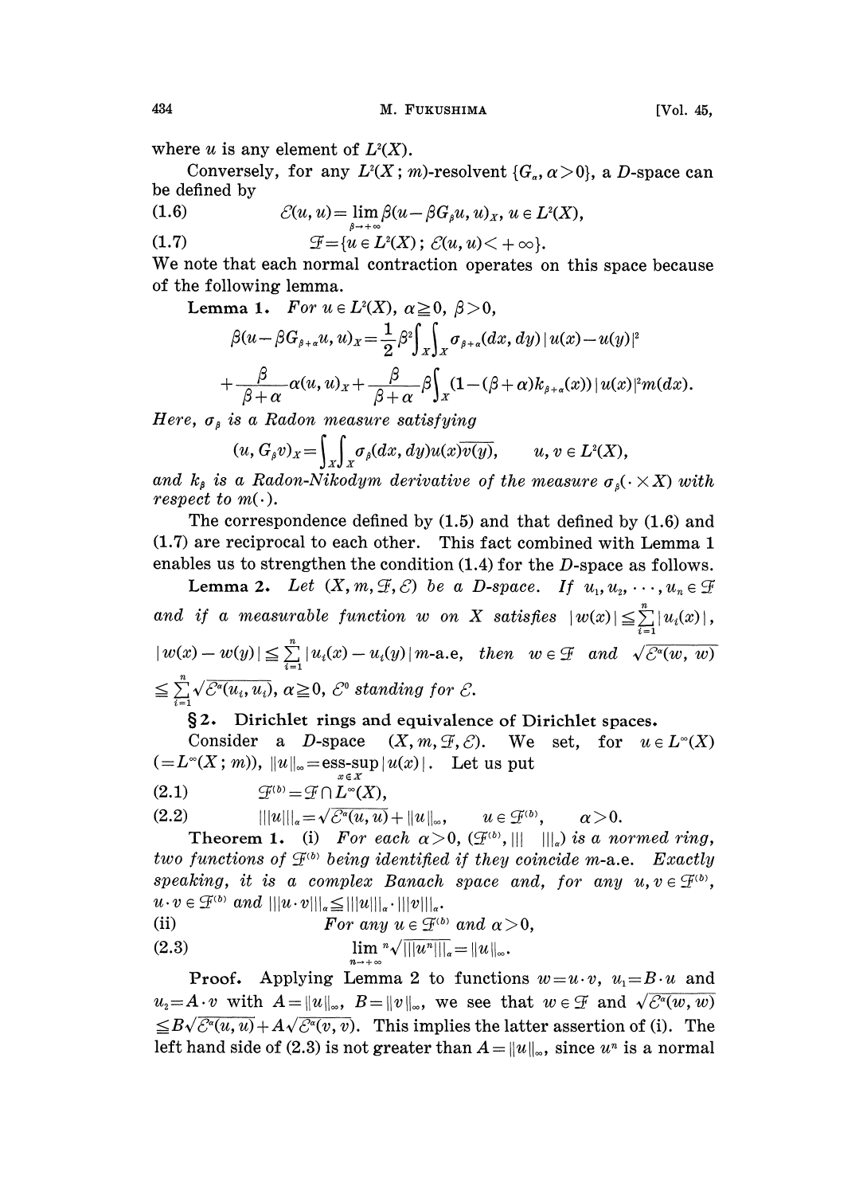where $u$ is any element of $L^2(X)$.

Conversely, for any $L^2(X; m)$-resolvent $\{G_\alpha, \alpha>0\}$, a $D$-space can be defined by

$$\mathcal{E}(u, u) = \lim_{\beta\to+\infty} \beta(u - \beta G_\beta u, u)_X,\ u \in L^2(X), \tag{1.6}$$

$$\mathcal{F} = \{u \in L^2(X);\ \mathcal{E}(u, u) < +\infty\}. \tag{1.7}$$

We note that each normal contraction operates on this space because of the following lemma.

**Lemma 1.** *For $u \in L^2(X)$, $\alpha \geqq 0$, $\beta > 0$,*

$$\beta(u - \beta G_{\beta+\alpha} u, u)_X = \frac{1}{2}\beta^2 \int_X \int_X \sigma_{\beta+\alpha}(dx, dy)\,|u(x) - u(y)|^2$$

$$+ \frac{\beta}{\beta+\alpha}\alpha(u, u)_X + \frac{\beta}{\beta+\alpha}\beta \int_X (1 - (\beta+\alpha)k_{\beta+\alpha}(x))\,|u(x)|^2 m(dx).$$

*Here, $\sigma_\beta$ is a Radon measure satisfying*

$$(u, G_\beta v)_X = \int_X \int_X \sigma_\beta(dx, dy) u(x)\overline{v(y)}, \qquad u, v \in L^2(X),$$

*and $k_\beta$ is a Radon-Nikodym derivative of the measure $\sigma_\beta(\cdot \times X)$ with respect to $m(\cdot)$.*

The correspondence defined by (1.5) and that defined by (1.6) and (1.7) are reciprocal to each other. This fact combined with Lemma 1 enables us to strengthen the condition (1.4) for the $D$-space as follows.

**Lemma 2.** *Let $(X, m, \mathcal{F}, \mathcal{E})$ be a D-space. If $u_1, u_2, \cdots, u_n \in \mathcal{F}$ and if a measurable function $w$ on $X$ satisfies $|w(x)| \leqq \sum_{i=1}^n |u_i(x)|$, $|w(x) - w(y)| \leqq \sum_{i=1}^n |u_i(x) - u_i(y)|$ m-a.e, then $w \in \mathcal{F}$ and $\sqrt{\mathcal{E}^\alpha(w, w)} \leqq \sum_{i=1}^n \sqrt{\mathcal{E}^\alpha(u_i, u_i)}$, $\alpha \geqq 0$, $\mathcal{E}^0$ standing for $\mathcal{E}$.*

## §2. Dirichlet rings and equivalence of Dirichlet spaces.

Consider a $D$-space $(X, m, \mathcal{F}, \mathcal{E})$. We set, for $u \in L^\infty(X)$ $(= L^\infty(X; m))$, $\|u\|_\infty = \text{ess-sup}_{x\in X} |u(x)|$. Let us put

$$\mathcal{F}^{(b)} = \mathcal{F} \cap L^\infty(X), \tag{2.1}$$

$$|||u|||_\alpha = \sqrt{\mathcal{E}^\alpha(u, u)} + \|u\|_\infty, \qquad u \in \mathcal{F}^{(b)}, \qquad \alpha > 0. \tag{2.2}$$

**Theorem 1.** (i) *For each $\alpha > 0$, $(\mathcal{F}^{(b)}, |||\ \ |||_\alpha)$ is a normed ring, two functions of $\mathcal{F}^{(b)}$ being identified if they coincide m-a.e. Exactly speaking, it is a complex Banach space and, for any $u, v \in \mathcal{F}^{(b)}$, $u \cdot v \in \mathcal{F}^{(b)}$ and $|||u \cdot v|||_\alpha \leqq |||u|||_\alpha \cdot |||v|||_\alpha$.*

(ii) *For any $u \in \mathcal{F}^{(b)}$ and $\alpha > 0$,*

$$\lim_{n\to+\infty} \sqrt[n]{|||u^n|||_\alpha} = \|u\|_\infty. \tag{2.3}$$

**Proof.** Applying Lemma 2 to functions $w = u \cdot v$, $u_1 = B \cdot u$ and $u_2 = A \cdot v$ with $A = \|u\|_\infty$, $B = \|v\|_\infty$, we see that $w \in \mathcal{F}$ and $\sqrt{\mathcal{E}^\alpha(w, w)} \leqq B\sqrt{\mathcal{E}^\alpha(u, u)} + A\sqrt{\mathcal{E}^\alpha(v, v)}$. This implies the latter assertion of (i). The left hand side of (2.3) is not greater than $A = \|u\|_\infty$, since $u^n$ is a normal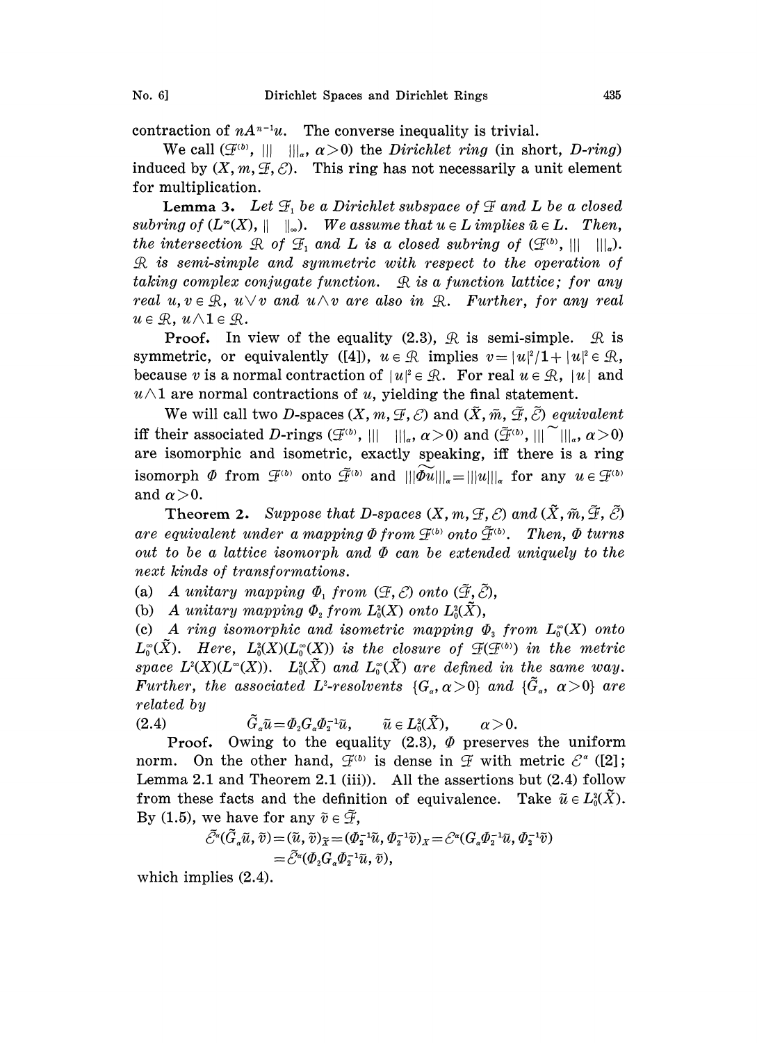contraction of $nA^{n-1}u$. The converse inequality is trivial.

We call $(\mathcal{F}^{(b)}, ||| \ |||_\alpha, \alpha>0)$ the *Dirichlet ring* (in short, *D-ring*) induced by $(X, m, \mathcal{F}, \mathcal{E})$. This ring has not necessarily a unit element for multiplication.

**Lemma 3.** *Let $\mathcal{F}_1$ be a Dirichlet subspace of $\mathcal{F}$ and $L$ be a closed subring of $(L^\infty(X), \| \ \|_\infty)$. We assume that $u \in L$ implies $\bar{u} \in L$. Then, the intersection $\mathcal{R}$ of $\mathcal{F}_1$ and $L$ is a closed subring of $(\mathcal{F}^{(b)}, ||| \ |||_\alpha)$. $\mathcal{R}$ is semi-simple and symmetric with respect to the operation of taking complex conjugate function. $\mathcal{R}$ is a function lattice; for any real $u, v \in \mathcal{R}$, $u \vee v$ and $u \wedge v$ are also in $\mathcal{R}$. Further, for any real $u \in \mathcal{R}$, $u \wedge 1 \in \mathcal{R}$.*

**Proof.** In view of the equality (2.3), $\mathcal{R}$ is semi-simple. $\mathcal{R}$ is symmetric, or equivalently ([4]), $u \in \mathcal{R}$ implies $v = |u|^2/1+|u|^2 \in \mathcal{R}$, because $v$ is a normal contraction of $|u|^2 \in \mathcal{R}$. For real $u \in \mathcal{R}$, $|u|$ and $u \wedge 1$ are normal contractions of $u$, yielding the final statement.

We will call two $D$-spaces $(X, m, \mathcal{F}, \mathcal{E})$ and $(\tilde{X}, \tilde{m}, \tilde{\mathcal{F}}, \tilde{\mathcal{E}})$ *equivalent* iff their associated $D$-rings $(\mathcal{F}^{(b)}, ||| \ |||_\alpha, \alpha>0)$ and $(\tilde{\mathcal{F}}^{(b)}, ||| \ \tilde{|||}_\alpha, \alpha>0)$ are isomorphic and isometric, exactly speaking, iff there is a ring isomorph $\Phi$ from $\mathcal{F}^{(b)}$ onto $\tilde{\mathcal{F}}^{(b)}$ and $\widetilde{|||\Phi u|||}_\alpha = |||u|||_\alpha$ for any $u \in \mathcal{F}^{(b)}$ and $\alpha>0$.

**Theorem 2.** *Suppose that D-spaces $(X, m, \mathcal{F}, \mathcal{E})$ and $(\tilde{X}, \tilde{m}, \tilde{\mathcal{F}}, \tilde{\mathcal{E}})$ are equivalent under a mapping $\Phi$ from $\mathcal{F}^{(b)}$ onto $\tilde{\mathcal{F}}^{(b)}$. Then, $\Phi$ turns out to be a lattice isomorph and $\Phi$ can be extended uniquely to the next kinds of transformations.*

(a) *A unitary mapping $\Phi_1$ from $(\mathcal{F}, \mathcal{E})$ onto $(\tilde{\mathcal{F}}, \tilde{\mathcal{E}})$,*

(b) *A unitary mapping $\Phi_2$ from $L_0^2(X)$ onto $L_0^2(\tilde{X})$,*

(c) *A ring isomorphic and isometric mapping $\Phi_3$ from $L_0^\infty(X)$ onto $L_0^\infty(\tilde{X})$. Here, $L_0^2(X)(L_0^\infty(X))$ is the closure of $\mathcal{F}(\mathcal{F}^{(b)})$ in the metric space $L^2(X)(L^\infty(X))$. $L_0^2(\tilde{X})$ and $L_0^\infty(\tilde{X})$ are defined in the same way. Further, the associated $L^2$-resolvents $\{G_\alpha, \alpha>0\}$ and $\{\tilde{G}_\alpha, \alpha>0\}$ are related by*

$$\tilde{G}_\alpha \tilde{u} = \Phi_2 G_\alpha \Phi_2^{-1} \tilde{u}, \qquad \tilde{u} \in L_0^2(\tilde{X}), \qquad \alpha>0. \tag{2.4}$$

**Proof.** Owing to the equality (2.3), $\Phi$ preserves the uniform norm. On the other hand, $\mathcal{F}^{(b)}$ is dense in $\mathcal{F}$ with metric $\mathcal{E}^\alpha$ ([2]; Lemma 2.1 and Theorem 2.1 (iii)). All the assertions but (2.4) follow from these facts and the definition of equivalence. Take $\tilde{u} \in L_0^2(\tilde{X})$. By (1.5), we have for any $\tilde{v} \in \tilde{\mathcal{F}}$,

$$\begin{aligned}\tilde{\mathcal{E}}^\alpha(\tilde{G}_\alpha \tilde{u}, \tilde{v}) &= (\tilde{u}, \tilde{v})_{\tilde{X}} = (\Phi_2^{-1}\tilde{u}, \Phi_2^{-1}\tilde{v})_X = \mathcal{E}^\alpha(G_\alpha \Phi_2^{-1}\tilde{u}, \Phi_2^{-1}\tilde{v}) \\ &= \tilde{\mathcal{E}}^\alpha(\Phi_2 G_\alpha \Phi_2^{-1}\tilde{u}, \tilde{v}),\end{aligned}$$

which implies (2.4).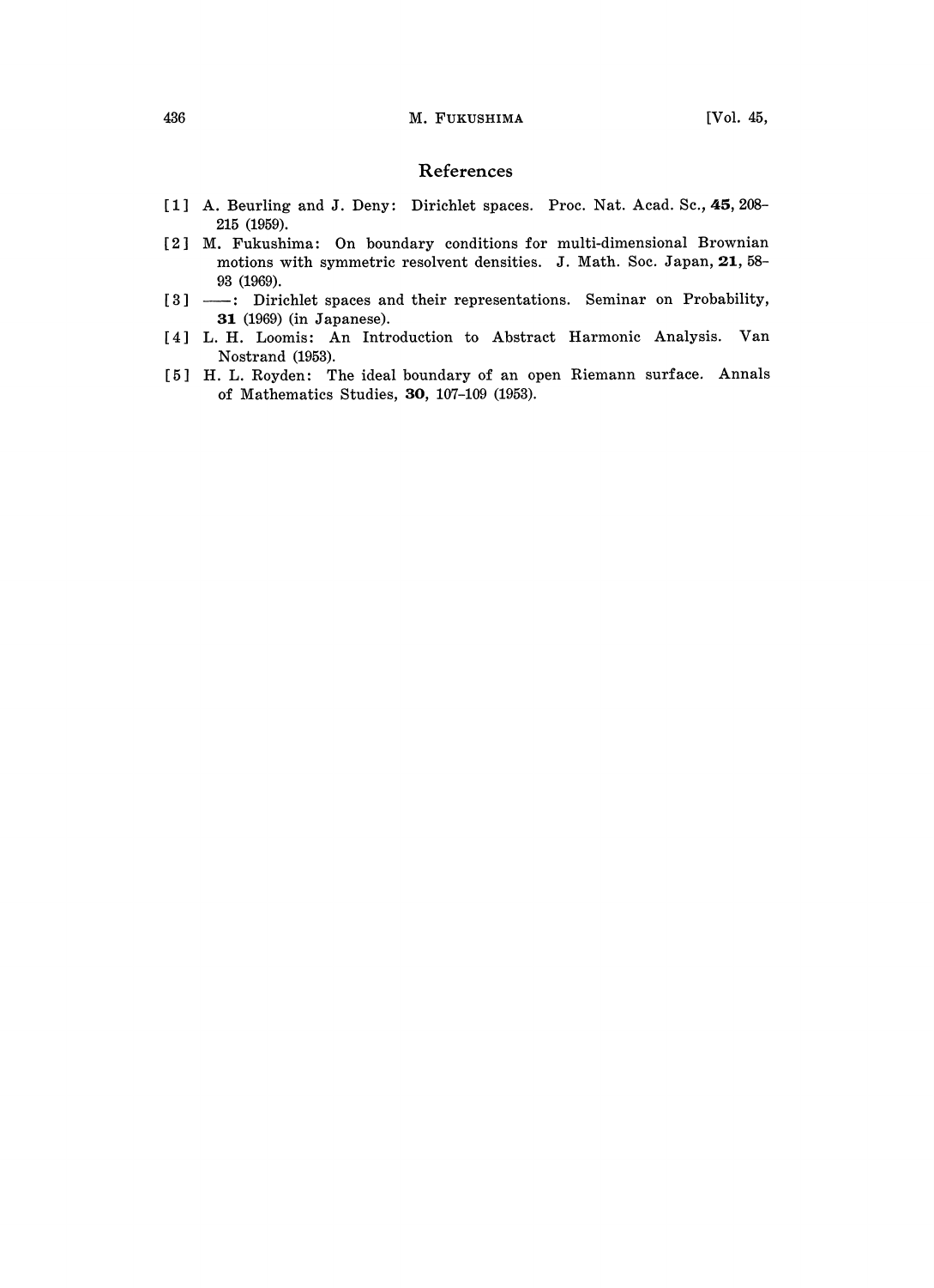## References

[1] A. Beurling and J. Deny: Dirichlet spaces. Proc. Nat. Acad. Sc., **45**, 208–215 (1959).

[2] M. Fukushima: On boundary conditions for multi-dimensional Brownian motions with symmetric resolvent densities. J. Math. Soc. Japan, **21**, 58–93 (1969).

[3] ——: Dirichlet spaces and their representations. Seminar on Probability, **31** (1969) (in Japanese).

[4] L. H. Loomis: An Introduction to Abstract Harmonic Analysis. Van Nostrand (1953).

[5] H. L. Royden: The ideal boundary of an open Riemann surface. Annals of Mathematics Studies, **30**, 107–109 (1953).